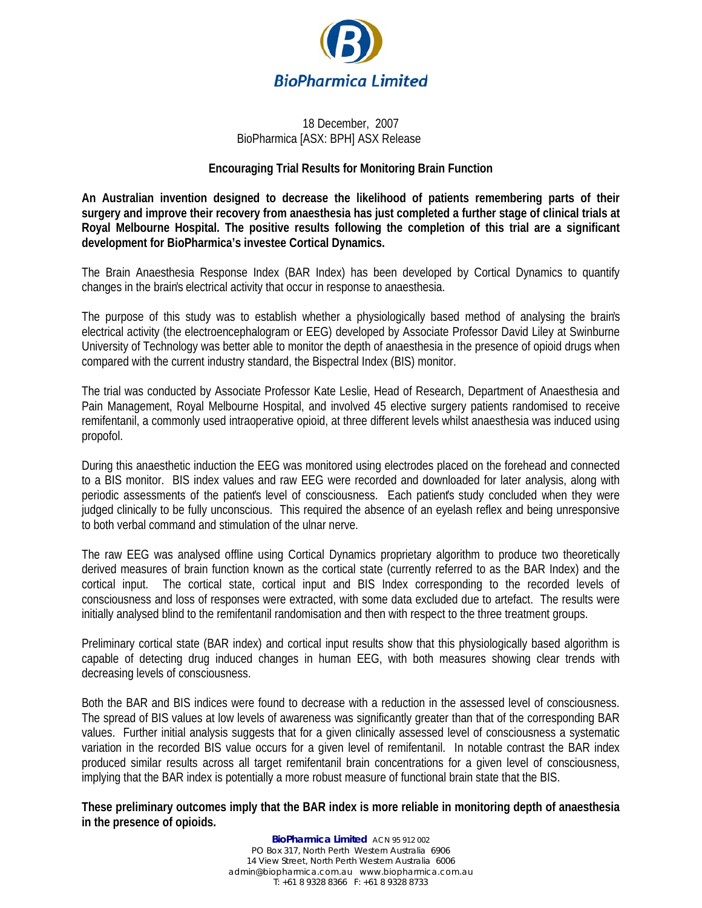**BioPharmica Limited**

18 December, 2007
BioPharmica [ASX: BPH] ASX Release

# Encouraging Trial Results for Monitoring Brain Function

**An Australian invention designed to decrease the likelihood of patients remembering parts of their surgery and improve their recovery from anaesthesia has just completed a further stage of clinical trials at Royal Melbourne Hospital. The positive results following the completion of this trial are a significant development for BioPharmica's investee Cortical Dynamics.**

The Brain Anaesthesia Response Index (BAR Index) has been developed by Cortical Dynamics to quantify changes in the brain's electrical activity that occur in response to anaesthesia.

The purpose of this study was to establish whether a physiologically based method of analysing the brain's electrical activity (the electroencephalogram or EEG) developed by Associate Professor David Liley at Swinburne University of Technology was better able to monitor the depth of anaesthesia in the presence of opioid drugs when compared with the current industry standard, the Bispectral Index (BIS) monitor.

The trial was conducted by Associate Professor Kate Leslie, Head of Research, Department of Anaesthesia and Pain Management, Royal Melbourne Hospital, and involved 45 elective surgery patients randomised to receive remifentanil, a commonly used intraoperative opioid, at three different levels whilst anaesthesia was induced using propofol.

During this anaesthetic induction the EEG was monitored using electrodes placed on the forehead and connected to a BIS monitor. BIS index values and raw EEG were recorded and downloaded for later analysis, along with periodic assessments of the patient's level of consciousness. Each patient's study concluded when they were judged clinically to be fully unconscious. This required the absence of an eyelash reflex and being unresponsive to both verbal command and stimulation of the ulnar nerve.

The raw EEG was analysed offline using Cortical Dynamics proprietary algorithm to produce two theoretically derived measures of brain function known as the cortical state (currently referred to as the BAR Index) and the cortical input. The cortical state, cortical input and BIS Index corresponding to the recorded levels of consciousness and loss of responses were extracted, with some data excluded due to artefact. The results were initially analysed blind to the remifentanil randomisation and then with respect to the three treatment groups.

Preliminary cortical state (BAR index) and cortical input results show that this physiologically based algorithm is capable of detecting drug induced changes in human EEG, with both measures showing clear trends with decreasing levels of consciousness.

Both the BAR and BIS indices were found to decrease with a reduction in the assessed level of consciousness. The spread of BIS values at low levels of awareness was significantly greater than that of the corresponding BAR values. Further initial analysis suggests that for a given clinically assessed level of consciousness a systematic variation in the recorded BIS value occurs for a given level of remifentanil. In notable contrast the BAR index produced similar results across all target remifentanil brain concentrations for a given level of consciousness, implying that the BAR index is potentially a more robust measure of functional brain state that the BIS.

**These preliminary outcomes imply that the BAR index is more reliable in monitoring depth of anaesthesia in the presence of opioids.**

**BioPharmica Limited** ACN 95 912 002
PO Box 317, North Perth Western Australia 6906
14 View Street, North Perth Western Australia 6006
admin@biopharmica.com.au www.biopharmica.com.au
T: +61 8 9328 8366 F: +61 8 9328 8733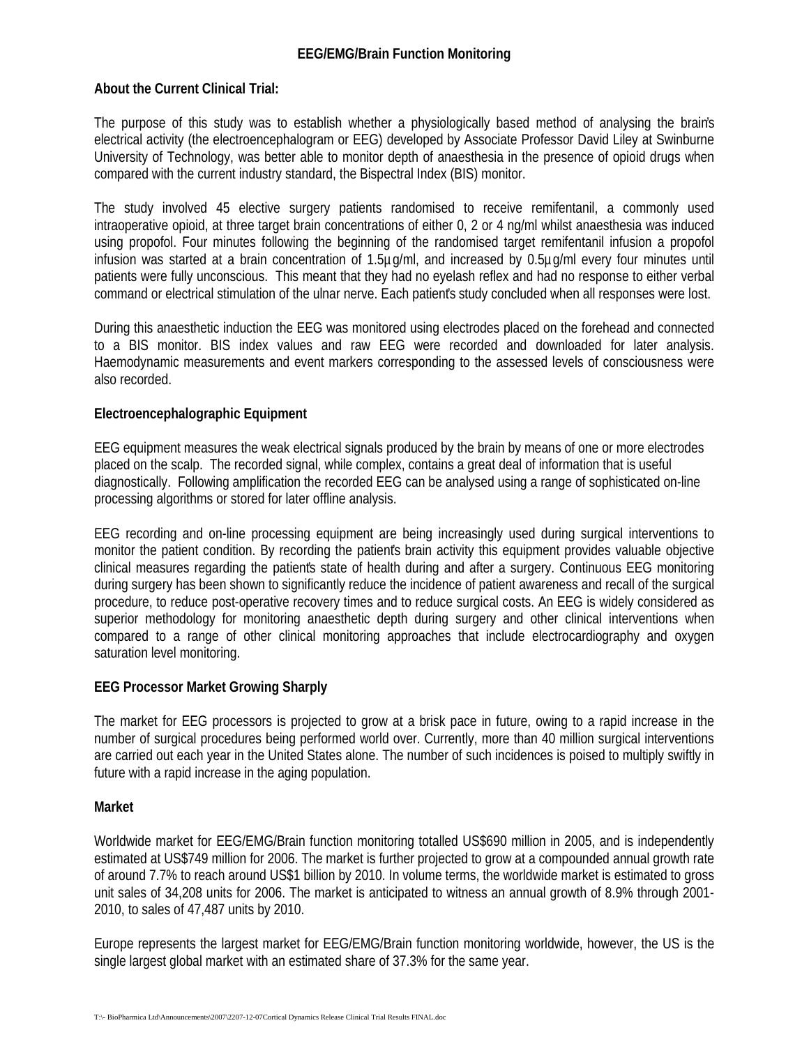## EEG/EMG/Brain Function Monitoring

**About the Current Clinical Trial:**

The purpose of this study was to establish whether a physiologically based method of analysing the brain's electrical activity (the electroencephalogram or EEG) developed by Associate Professor David Liley at Swinburne University of Technology, was better able to monitor depth of anaesthesia in the presence of opioid drugs when compared with the current industry standard, the Bispectral Index (BIS) monitor.

The study involved 45 elective surgery patients randomised to receive remifentanil, a commonly used intraoperative opioid, at three target brain concentrations of either 0, 2 or 4 ng/ml whilst anaesthesia was induced using propofol. Four minutes following the beginning of the randomised target remifentanil infusion a propofol infusion was started at a brain concentration of 1.5µg/ml, and increased by 0.5µg/ml every four minutes until patients were fully unconscious. This meant that they had no eyelash reflex and had no response to either verbal command or electrical stimulation of the ulnar nerve. Each patient's study concluded when all responses were lost.

During this anaesthetic induction the EEG was monitored using electrodes placed on the forehead and connected to a BIS monitor. BIS index values and raw EEG were recorded and downloaded for later analysis. Haemodynamic measurements and event markers corresponding to the assessed levels of consciousness were also recorded.

**Electroencephalographic Equipment**

EEG equipment measures the weak electrical signals produced by the brain by means of one or more electrodes placed on the scalp. The recorded signal, while complex, contains a great deal of information that is useful diagnostically. Following amplification the recorded EEG can be analysed using a range of sophisticated on-line processing algorithms or stored for later offline analysis.

EEG recording and on-line processing equipment are being increasingly used during surgical interventions to monitor the patient condition. By recording the patient's brain activity this equipment provides valuable objective clinical measures regarding the patient's state of health during and after a surgery. Continuous EEG monitoring during surgery has been shown to significantly reduce the incidence of patient awareness and recall of the surgical procedure, to reduce post-operative recovery times and to reduce surgical costs. An EEG is widely considered as superior methodology for monitoring anaesthetic depth during surgery and other clinical interventions when compared to a range of other clinical monitoring approaches that include electrocardiography and oxygen saturation level monitoring.

**EEG Processor Market Growing Sharply**

The market for EEG processors is projected to grow at a brisk pace in future, owing to a rapid increase in the number of surgical procedures being performed world over. Currently, more than 40 million surgical interventions are carried out each year in the United States alone. The number of such incidences is poised to multiply swiftly in future with a rapid increase in the aging population.

**Market**

Worldwide market for EEG/EMG/Brain function monitoring totalled US$690 million in 2005, and is independently estimated at US$749 million for 2006. The market is further projected to grow at a compounded annual growth rate of around 7.7% to reach around US$1 billion by 2010. In volume terms, the worldwide market is estimated to gross unit sales of 34,208 units for 2006. The market is anticipated to witness an annual growth of 8.9% through 2001-2010, to sales of 47,487 units by 2010.

Europe represents the largest market for EEG/EMG/Brain function monitoring worldwide, however, the US is the single largest global market with an estimated share of 37.3% for the same year.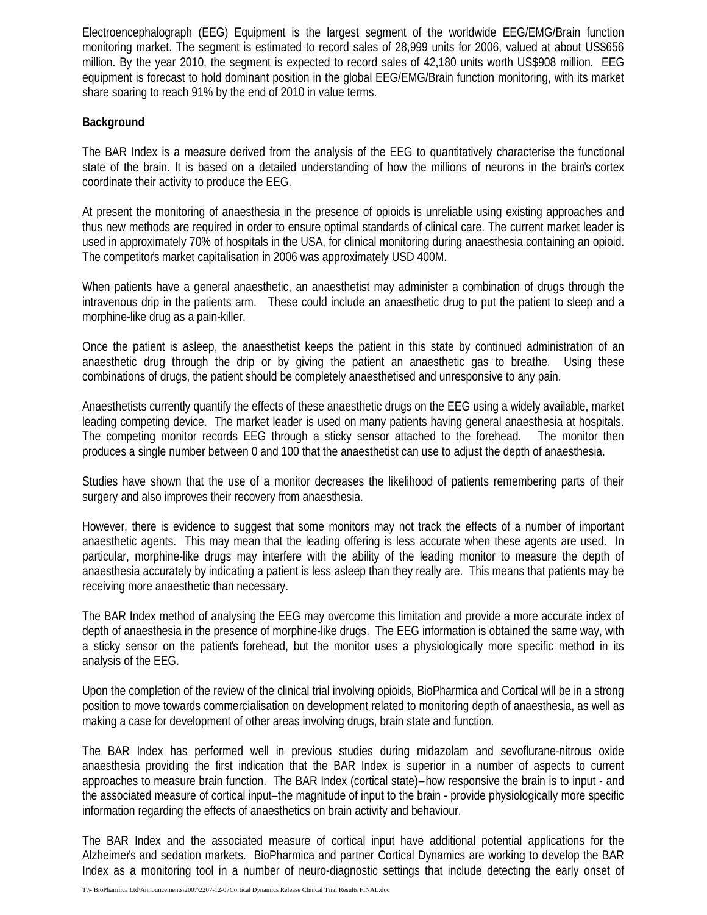Electroencephalograph (EEG) Equipment is the largest segment of the worldwide EEG/EMG/Brain function monitoring market. The segment is estimated to record sales of 28,999 units for 2006, valued at about US$656 million. By the year 2010, the segment is expected to record sales of 42,180 units worth US$908 million. EEG equipment is forecast to hold dominant position in the global EEG/EMG/Brain function monitoring, with its market share soaring to reach 91% by the end of 2010 in value terms.

**Background**

The BAR Index is a measure derived from the analysis of the EEG to quantitatively characterise the functional state of the brain. It is based on a detailed understanding of how the millions of neurons in the brain's cortex coordinate their activity to produce the EEG.

At present the monitoring of anaesthesia in the presence of opioids is unreliable using existing approaches and thus new methods are required in order to ensure optimal standards of clinical care. The current market leader is used in approximately 70% of hospitals in the USA, for clinical monitoring during anaesthesia containing an opioid. The competitor's market capitalisation in 2006 was approximately USD 400M.

When patients have a general anaesthetic, an anaesthetist may administer a combination of drugs through the intravenous drip in the patients arm. These could include an anaesthetic drug to put the patient to sleep and a morphine-like drug as a pain-killer.

Once the patient is asleep, the anaesthetist keeps the patient in this state by continued administration of an anaesthetic drug through the drip or by giving the patient an anaesthetic gas to breathe. Using these combinations of drugs, the patient should be completely anaesthetised and unresponsive to any pain.

Anaesthetists currently quantify the effects of these anaesthetic drugs on the EEG using a widely available, market leading competing device. The market leader is used on many patients having general anaesthesia at hospitals. The competing monitor records EEG through a sticky sensor attached to the forehead. The monitor then produces a single number between 0 and 100 that the anaesthetist can use to adjust the depth of anaesthesia.

Studies have shown that the use of a monitor decreases the likelihood of patients remembering parts of their surgery and also improves their recovery from anaesthesia.

However, there is evidence to suggest that some monitors may not track the effects of a number of important anaesthetic agents. This may mean that the leading offering is less accurate when these agents are used. In particular, morphine-like drugs may interfere with the ability of the leading monitor to measure the depth of anaesthesia accurately by indicating a patient is less asleep than they really are. This means that patients may be receiving more anaesthetic than necessary.

The BAR Index method of analysing the EEG may overcome this limitation and provide a more accurate index of depth of anaesthesia in the presence of morphine-like drugs. The EEG information is obtained the same way, with a sticky sensor on the patient's forehead, but the monitor uses a physiologically more specific method in its analysis of the EEG.

Upon the completion of the review of the clinical trial involving opioids, BioPharmica and Cortical will be in a strong position to move towards commercialisation on development related to monitoring depth of anaesthesia, as well as making a case for development of other areas involving drugs, brain state and function.

The BAR Index has performed well in previous studies during midazolam and sevoflurane-nitrous oxide anaesthesia providing the first indication that the BAR Index is superior in a number of aspects to current approaches to measure brain function. The BAR Index (cortical state)– how responsive the brain is to input - and the associated measure of cortical input–the magnitude of input to the brain - provide physiologically more specific information regarding the effects of anaesthetics on brain activity and behaviour.

The BAR Index and the associated measure of cortical input have additional potential applications for the Alzheimer's and sedation markets. BioPharmica and partner Cortical Dynamics are working to develop the BAR Index as a monitoring tool in a number of neuro-diagnostic settings that include detecting the early onset of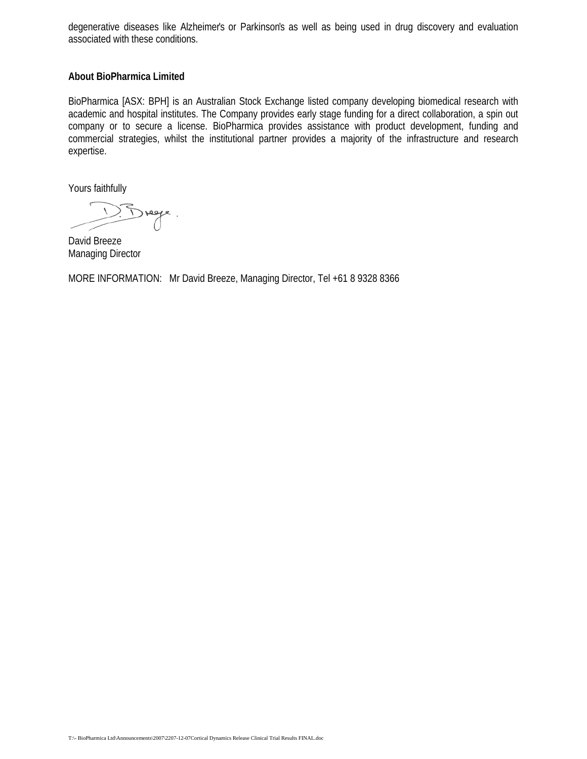degenerative diseases like Alzheimer's or Parkinson's as well as being used in drug discovery and evaluation associated with these conditions.

**About BioPharmica Limited**

BioPharmica [ASX: BPH] is an Australian Stock Exchange listed company developing biomedical research with academic and hospital institutes. The Company provides early stage funding for a direct collaboration, a spin out company or to secure a license. BioPharmica provides assistance with product development, funding and commercial strategies, whilst the institutional partner provides a majority of the infrastructure and research expertise.

Yours faithfully

David Breeze
Managing Director

MORE INFORMATION: Mr David Breeze, Managing Director, Tel +61 8 9328 8366

T:\- BioPharmica Ltd\Announcements\2007\2207-12-07Cortical Dynamics Release Clinical Trial Results FINAL.doc